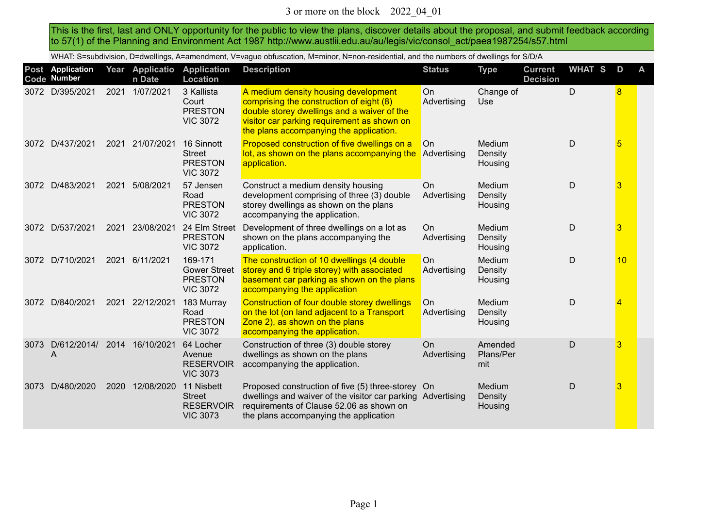3 or more on the block 2022_04_01

This is the first, last and ONLY opportunity for the public to view the plans, discover details about the proposal, and submit feedback according to 57(1) of the Planning and Environment Act 1987 http://www.austlii.edu.au/au/legis/vic/consol_act/paea1987254/s57.html

WHAT: S=subdivision, D=dwellings, A=amendment, V=vague obfuscation, M=minor, N=non-residential, and the numbers of dwellings for S/D/A

| Post Code | Application Number | Year | Application Date | Application Location | Description | Status | Type | Current Decision | WHAT | S | D | A |
|---|---|---|---|---|---|---|---|---|---|---|---|---|
| 3072 | D/395/2021 | 2021 | 1/07/2021 | 3 Kallista Court PRESTON VIC 3072 | A medium density housing development comprising the construction of eight (8) double storey dwellings and a waiver of the visitor car parking requirement as shown on the plans accompanying the application. | On Advertising | Change of Use | | D | | 8 | |
| 3072 | D/437/2021 | 2021 | 21/07/2021 | 16 Sinnott Street PRESTON VIC 3072 | Proposed construction of five dwellings on a lot, as shown on the plans accompanying the application. | On Advertising | Medium Density Housing | | D | | 5 | |
| 3072 | D/483/2021 | 2021 | 5/08/2021 | 57 Jensen Road PRESTON VIC 3072 | Construct a medium density housing development comprising of three (3) double storey dwellings as shown on the plans accompanying the application. | On Advertising | Medium Density Housing | | D | | 3 | |
| 3072 | D/537/2021 | 2021 | 23/08/2021 | 24 Elm Street PRESTON VIC 3072 | Development of three dwellings on a lot as shown on the plans accompanying the application. | On Advertising | Medium Density Housing | | D | | 3 | |
| 3072 | D/710/2021 | 2021 | 6/11/2021 | 169-171 Gower Street PRESTON VIC 3072 | The construction of 10 dwellings (4 double storey and 6 triple storey) with associated basement car parking as shown on the plans accompanying the application | On Advertising | Medium Density Housing | | D | | 10 | |
| 3072 | D/840/2021 | 2021 | 22/12/2021 | 183 Murray Road PRESTON VIC 3072 | Construction of four double storey dwellings on the lot (on land adjacent to a Transport Zone 2), as shown on the plans accompanying the application. | On Advertising | Medium Density Housing | | D | | 4 | |
| 3073 | D/612/2014/A | 2014 | 16/10/2021 | 64 Locher Avenue RESERVOIR VIC 3073 | Construction of three (3) double storey dwellings as shown on the plans accompanying the application. | On Advertising | Amended Plans/Permit | | D | | 3 | |
| 3073 | D/480/2020 | 2020 | 12/08/2020 | 11 Nisbett Street RESERVOIR VIC 3073 | Proposed construction of five (5) three-storey dwellings and waiver of the visitor car parking requirements of Clause 52.06 as shown on the plans accompanying the application | On Advertising | Medium Density Housing | | D | | 3 | |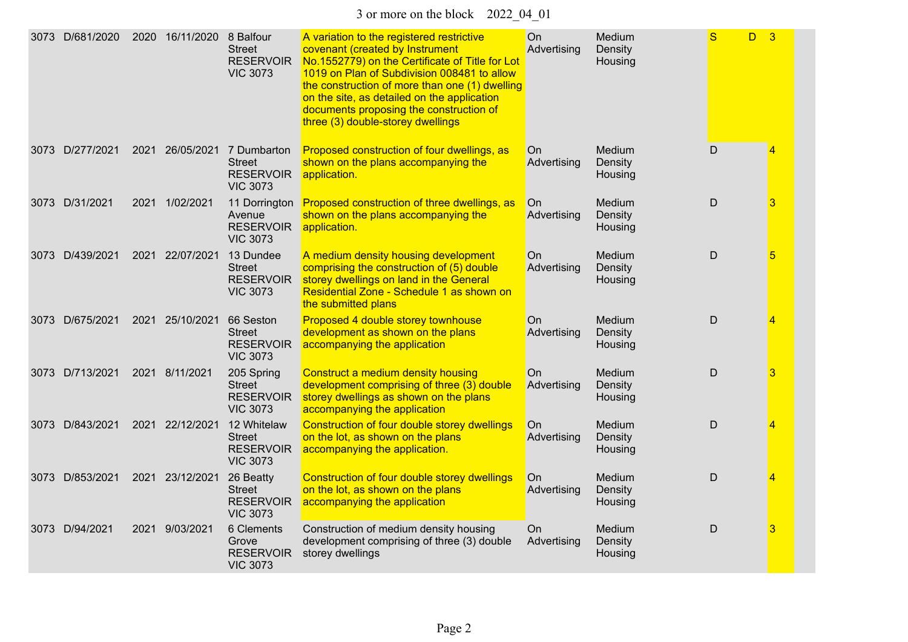| | | | | | | | | | | |
|---|---|---|---|---|---|---|---|---|---|---|
| 3073 | D/681/2020 | 2020 | 16/11/2020 | 8 Balfour Street RESERVOIR VIC 3073 | A variation to the registered restrictive covenant (created by Instrument No.1552779) on the Certificate of Title for Lot 1019 on Plan of Subdivision 008481 to allow the construction of more than one (1) dwelling on the site, as detailed on the application documents proposing the construction of three (3) double-storey dwellings | On Advertising | Medium Density Housing | S | D | 3 |
| 3073 | D/277/2021 | 2021 | 26/05/2021 | 7 Dumbarton Street RESERVOIR VIC 3073 | Proposed construction of four dwellings, as shown on the plans accompanying the application. | On Advertising | Medium Density Housing | D | | 4 |
| 3073 | D/31/2021 | 2021 | 1/02/2021 | 11 Dorrington Avenue RESERVOIR VIC 3073 | Proposed construction of three dwellings, as shown on the plans accompanying the application. | On Advertising | Medium Density Housing | D | | 3 |
| 3073 | D/439/2021 | 2021 | 22/07/2021 | 13 Dundee Street RESERVOIR VIC 3073 | A medium density housing development comprising the construction of (5) double storey dwellings on land in the General Residential Zone - Schedule 1 as shown on the submitted plans | On Advertising | Medium Density Housing | D | | 5 |
| 3073 | D/675/2021 | 2021 | 25/10/2021 | 66 Seston Street RESERVOIR VIC 3073 | Proposed 4 double storey townhouse development as shown on the plans accompanying the application | On Advertising | Medium Density Housing | D | | 4 |
| 3073 | D/713/2021 | 2021 | 8/11/2021 | 205 Spring Street RESERVOIR VIC 3073 | Construct a medium density housing development comprising of three (3) double storey dwellings as shown on the plans accompanying the application | On Advertising | Medium Density Housing | D | | 3 |
| 3073 | D/843/2021 | 2021 | 22/12/2021 | 12 Whitelaw Street RESERVOIR VIC 3073 | Construction of four double storey dwellings on the lot, as shown on the plans accompanying the application. | On Advertising | Medium Density Housing | D | | 4 |
| 3073 | D/853/2021 | 2021 | 23/12/2021 | 26 Beatty Street RESERVOIR VIC 3073 | Construction of four double storey dwellings on the lot, as shown on the plans accompanying the application | On Advertising | Medium Density Housing | D | | 4 |
| 3073 | D/94/2021 | 2021 | 9/03/2021 | 6 Clements Grove RESERVOIR VIC 3073 | Construction of medium density housing development comprising of three (3) double storey dwellings | On Advertising | Medium Density Housing | D | | 3 |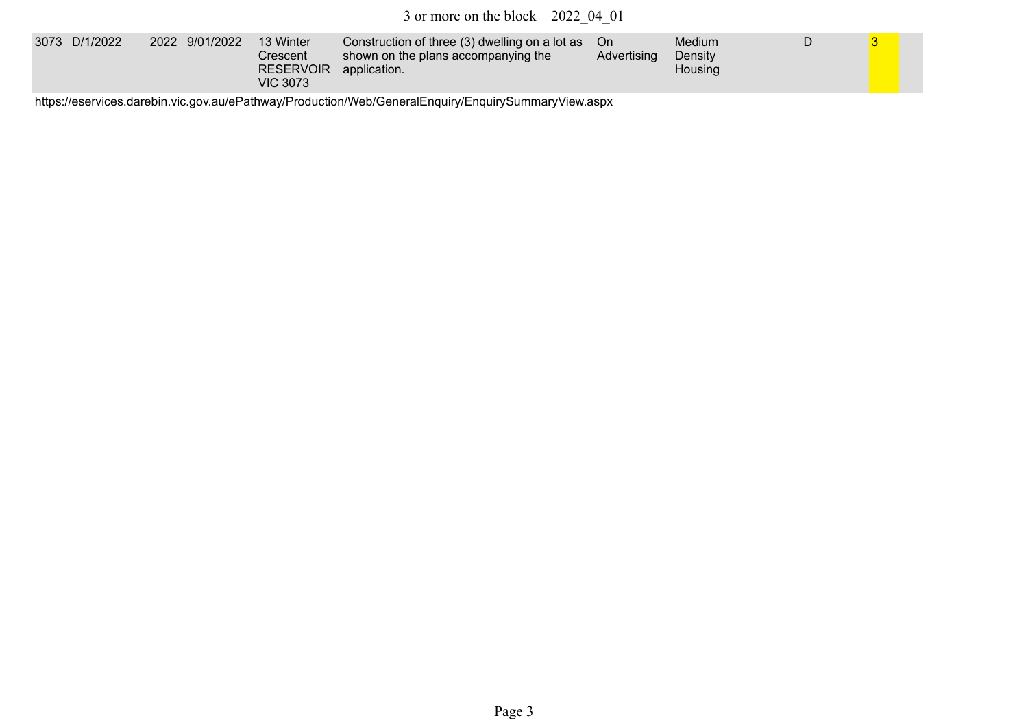| | | | | | | | | | | |
|---|---|---|---|---|---|---|---|---|---|---|
| 3073 | D/1/2022 | 2022 | 9/01/2022 | 13 Winter Crescent RESERVOIR VIC 3073 | Construction of three (3) dwelling on a lot as shown on the plans accompanying the application. | On Advertising | Medium Density Housing | D | 3 | |

https://eservices.darebin.vic.gov.au/ePathway/Production/Web/GeneralEnquiry/EnquirySummaryView.aspx